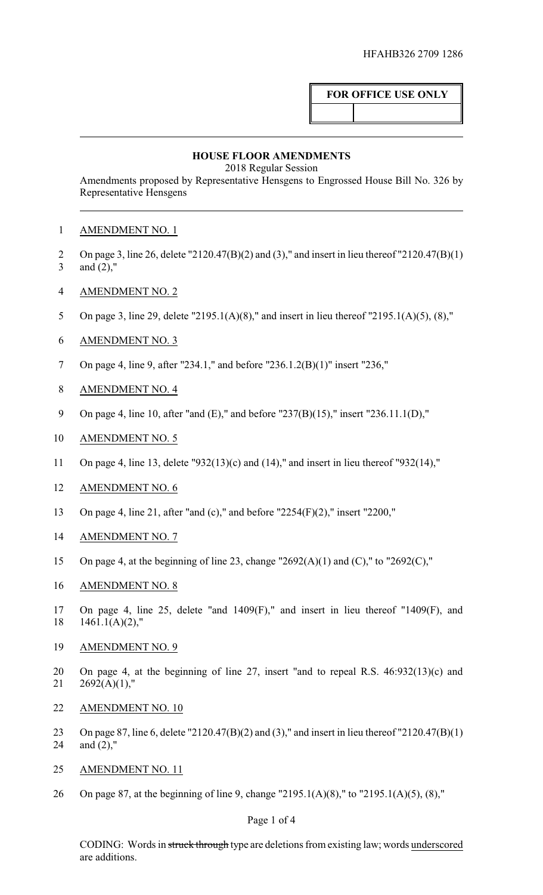HFAHB326 2709 1286

**FOR OFFICE USE ONLY**

## HOUSE FLOOR AMENDMENTS

2018 Regular Session

Amendments proposed by Representative Hensgens to Engrossed House Bill No. 326 by Representative Hensgens

AMENDMENT NO. 1

On page 3, line 26, delete "2120.47(B)(2) and (3)," and insert in lieu thereof "2120.47(B)(1) and (2),"

AMENDMENT NO. 2

On page 3, line 29, delete "2195.1(A)(8)," and insert in lieu thereof "2195.1(A)(5), (8),"

AMENDMENT NO. 3

On page 4, line 9, after "234.1," and before "236.1.2(B)(1)" insert "236,"

AMENDMENT NO. 4

On page 4, line 10, after "and (E)," and before "237(B)(15)," insert "236.11.1(D),"

AMENDMENT NO. 5

On page 4, line 13, delete "932(13)(c) and (14)," and insert in lieu thereof "932(14),"

AMENDMENT NO. 6

On page 4, line 21, after "and (c)," and before "2254(F)(2)," insert "2200,"

AMENDMENT NO. 7

On page 4, at the beginning of line 23, change "2692(A)(1) and (C)," to "2692(C),"

AMENDMENT NO. 8

On page 4, line 25, delete "and 1409(F)," and insert in lieu thereof "1409(F), and 1461.1(A)(2),"

AMENDMENT NO. 9

On page 4, at the beginning of line 27, insert "and to repeal R.S. 46:932(13)(c) and 2692(A)(1),"

AMENDMENT NO. 10

On page 87, line 6, delete "2120.47(B)(2) and (3)," and insert in lieu thereof "2120.47(B)(1) and (2),"

AMENDMENT NO. 11

On page 87, at the beginning of line 9, change "2195.1(A)(8)," to "2195.1(A)(5), (8),"

CODING: Words in ~~struck through~~ type are deletions from existing law; words underscored are additions.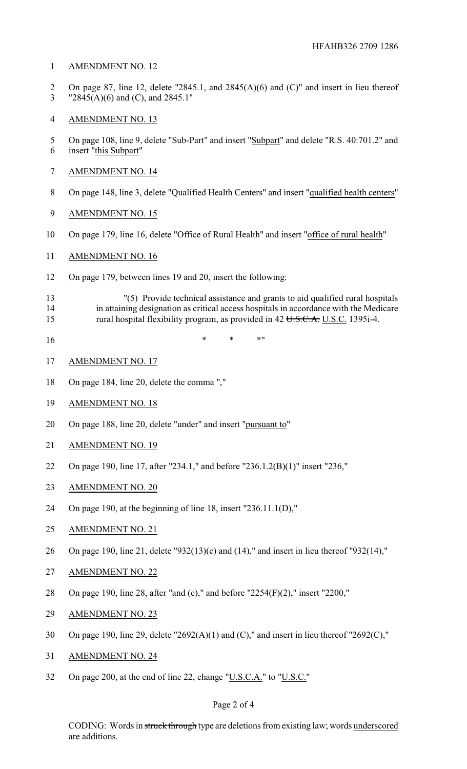AMENDMENT NO. 12

On page 87, line 12, delete "2845.1, and 2845(A)(6) and (C)" and insert in lieu thereof "2845(A)(6) and (C), and 2845.1"

AMENDMENT NO. 13

On page 108, line 9, delete "Sub-Part" and insert "Subpart" and delete "R.S. 40:701.2" and insert "this Subpart"

AMENDMENT NO. 14

On page 148, line 3, delete "Qualified Health Centers" and insert "qualified health centers"

AMENDMENT NO. 15

On page 179, line 16, delete "Office of Rural Health" and insert "office of rural health"

AMENDMENT NO. 16

On page 179, between lines 19 and 20, insert the following:

"(5) Provide technical assistance and grants to aid qualified rural hospitals in attaining designation as critical access hospitals in accordance with the Medicare rural hospital flexibility program, as provided in 42 ~~U.S.C.A.~~ U.S.C. 1395i-4.

\* \* \*"

AMENDMENT NO. 17

On page 184, line 20, delete the comma ","

AMENDMENT NO. 18

On page 188, line 20, delete "under" and insert "pursuant to"

AMENDMENT NO. 19

On page 190, line 17, after "234.1," and before "236.1.2(B)(1)" insert "236,"

AMENDMENT NO. 20

On page 190, at the beginning of line 18, insert "236.11.1(D),"

AMENDMENT NO. 21

On page 190, line 21, delete "932(13)(c) and (14)," and insert in lieu thereof "932(14),"

AMENDMENT NO. 22

On page 190, line 28, after "and (c)," and before "2254(F)(2)," insert "2200,"

AMENDMENT NO. 23

On page 190, line 29, delete "2692(A)(1) and (C)," and insert in lieu thereof "2692(C),"

AMENDMENT NO. 24

On page 200, at the end of line 22, change "U.S.C.A." to "U.S.C."

CODING: Words in ~~struck through~~ type are deletions from existing law; words underscored are additions.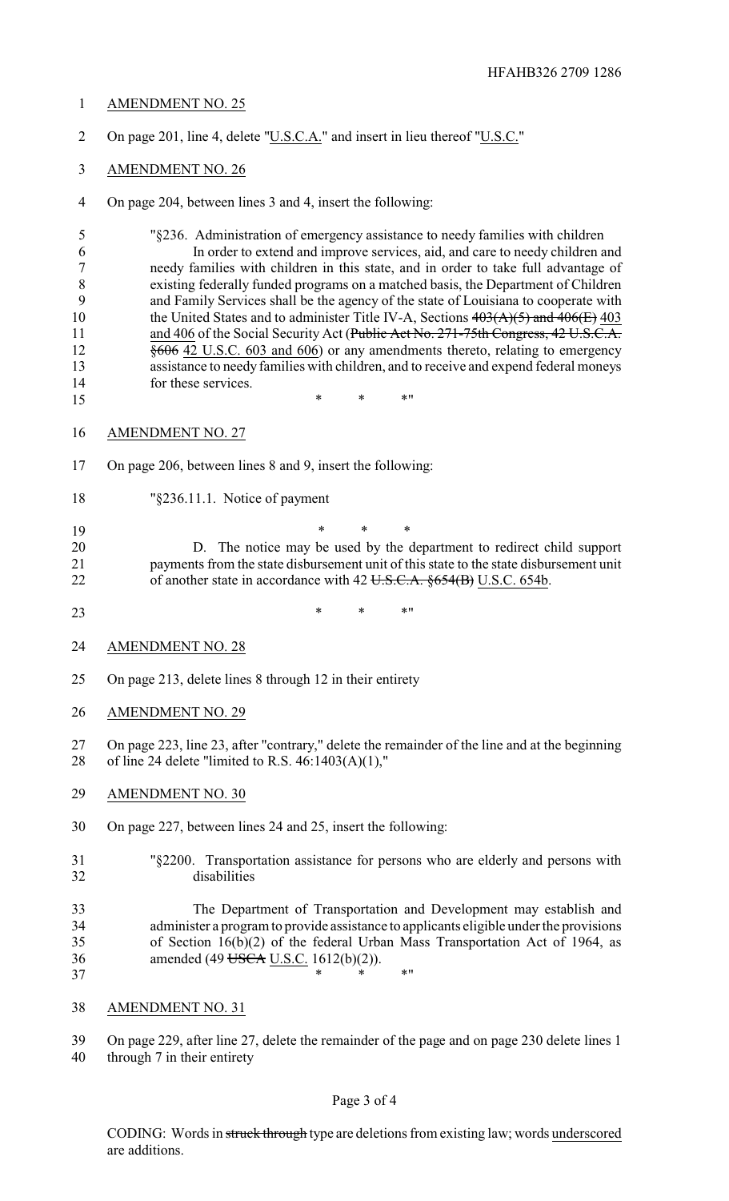AMENDMENT NO. 25

On page 201, line 4, delete "U.S.C.A." and insert in lieu thereof "U.S.C."

AMENDMENT NO. 26

On page 204, between lines 3 and 4, insert the following:

"§236. Administration of emergency assistance to needy families with children

In order to extend and improve services, aid, and care to needy children and needy families with children in this state, and in order to take full advantage of existing federally funded programs on a matched basis, the Department of Children and Family Services shall be the agency of the state of Louisiana to cooperate with the United States and to administer Title IV-A, Sections ~~403(A)(5) and 406(E)~~ 403 and 406 of the Social Security Act (~~Public Act No. 271-75th Congress, 42 U.S.C.A. §606~~ 42 U.S.C. 603 and 606) or any amendments thereto, relating to emergency assistance to needy families with children, and to receive and expend federal moneys for these services.

\* \* \*"

AMENDMENT NO. 27

On page 206, between lines 8 and 9, insert the following:

"§236.11.1. Notice of payment

\* \* \*

D. The notice may be used by the department to redirect child support payments from the state disbursement unit of this state to the state disbursement unit of another state in accordance with 42 ~~U.S.C.A. §654(B)~~ U.S.C. 654b.

\* \* \*"

AMENDMENT NO. 28

On page 213, delete lines 8 through 12 in their entirety

AMENDMENT NO. 29

On page 223, line 23, after "contrary," delete the remainder of the line and at the beginning of line 24 delete "limited to R.S. 46:1403(A)(1),"

AMENDMENT NO. 30

On page 227, between lines 24 and 25, insert the following:

"§2200. Transportation assistance for persons who are elderly and persons with disabilities

The Department of Transportation and Development may establish and administer a program to provide assistance to applicants eligible under the provisions of Section 16(b)(2) of the federal Urban Mass Transportation Act of 1964, as amended (49 ~~USCA~~ U.S.C. 1612(b)(2)).

\* \* \*"

AMENDMENT NO. 31

On page 229, after line 27, delete the remainder of the page and on page 230 delete lines 1 through 7 in their entirety

CODING: Words in ~~struck through~~ type are deletions from existing law; words underscored are additions.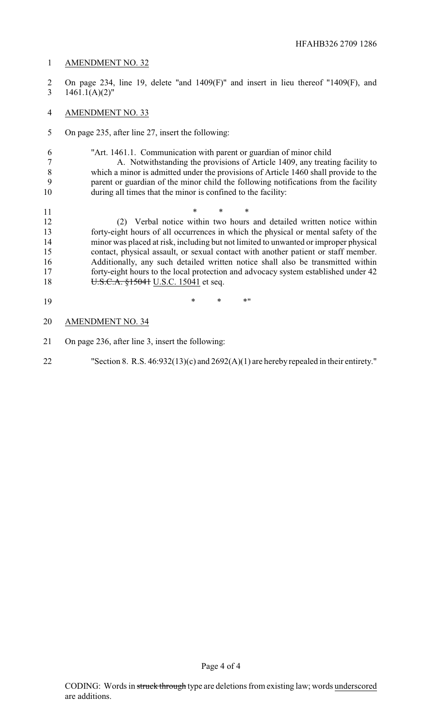AMENDMENT NO. 32

On page 234, line 19, delete "and 1409(F)" and insert in lieu thereof "1409(F), and 1461.1(A)(2)"

AMENDMENT NO. 33

On page 235, after line 27, insert the following:

"Art. 1461.1. Communication with parent or guardian of minor child

A. Notwithstanding the provisions of Article 1409, any treating facility to which a minor is admitted under the provisions of Article 1460 shall provide to the parent or guardian of the minor child the following notifications from the facility during all times that the minor is confined to the facility:

\* \* \*

(2) Verbal notice within two hours and detailed written notice within forty-eight hours of all occurrences in which the physical or mental safety of the minor was placed at risk, including but not limited to unwanted or improper physical contact, physical assault, or sexual contact with another patient or staff member. Additionally, any such detailed written notice shall also be transmitted within forty-eight hours to the local protection and advocacy system established under 42 ~~U.S.C.A. §15041~~ U.S.C. 15041 et seq.

\* \* \*"

AMENDMENT NO. 34

On page 236, after line 3, insert the following:

"Section 8. R.S. 46:932(13)(c) and 2692(A)(1) are hereby repealed in their entirety."

CODING: Words in ~~struck through~~ type are deletions from existing law; words underscored are additions.